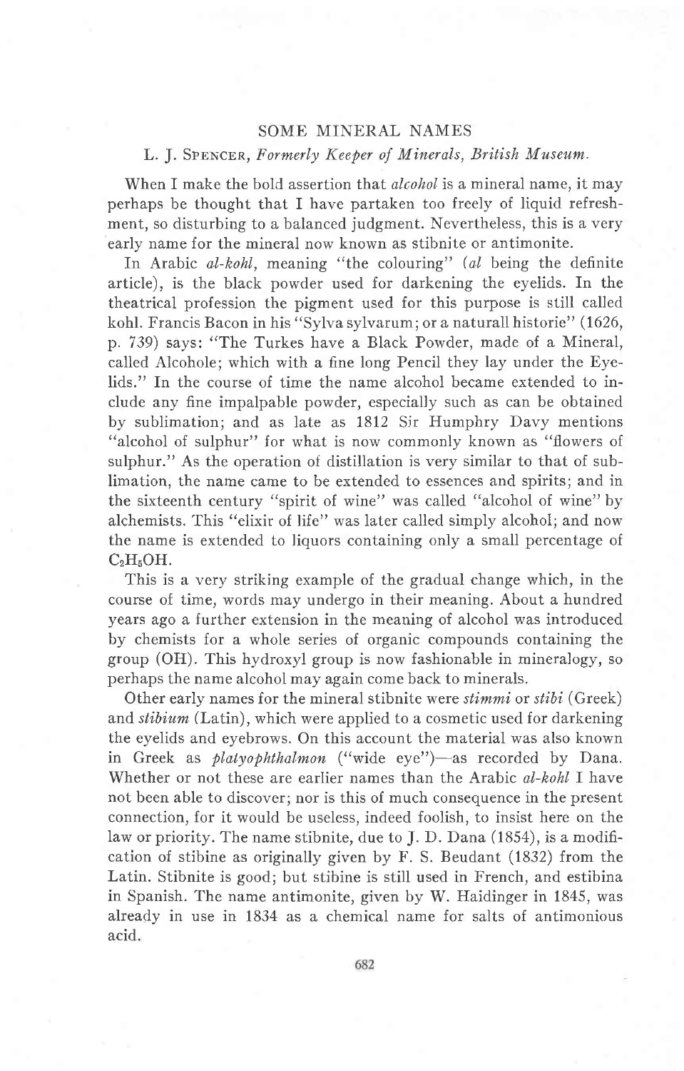# SOME MINERAL NAMES

L. J. Spencer, *Formerly Keeper of Minerals, British Museum.*

When I make the bold assertion that *alcohol* is a mineral name, it may perhaps be thought that I have partaken too freely of liquid refreshment, so disturbing to a balanced judgment. Nevertheless, this is a very early name for the mineral now known as stibnite or antimonite.

In Arabic *al-kohl*, meaning "the colouring" (*al* being the definite article), is the black powder used for darkening the eyelids. In the theatrical profession the pigment used for this purpose is still called kohl. Francis Bacon in his "Sylva sylvarum; or a naturall historie" (1626, p. 739) says: "The Turkes have a Black Powder, made of a Mineral, called Alcohole; which with a fine long Pencil they lay under the Eye-lids." In the course of time the name alcohol became extended to include any fine impalpable powder, especially such as can be obtained by sublimation; and as late as 1812 Sir Humphry Davy mentions "alcohol of sulphur" for what is now commonly known as "flowers of sulphur." As the operation of distillation is very similar to that of sublimation, the name came to be extended to essences and spirits; and in the sixteenth century "spirit of wine" was called "alcohol of wine" by alchemists. This "elixir of life" was later called simply alcohol; and now the name is extended to liquors containing only a small percentage of $C_2H_5OH$.

This is a very striking example of the gradual change which, in the course of time, words may undergo in their meaning. About a hundred years ago a further extension in the meaning of alcohol was introduced by chemists for a whole series of organic compounds containing the group (OH). This hydroxyl group is now fashionable in mineralogy, so perhaps the name alcohol may again come back to minerals.

Other early names for the mineral stibnite were *stimmi* or *stibi* (Greek) and *stibium* (Latin), which were applied to a cosmetic used for darkening the eyelids and eyebrows. On this account the material was also known in Greek as *platyophthalmon* ("wide eye")—as recorded by Dana. Whether or not these are earlier names than the Arabic *al-kohl* I have not been able to discover; nor is this of much consequence in the present connection, for it would be useless, indeed foolish, to insist here on the law or priority. The name stibnite, due to J. D. Dana (1854), is a modification of stibine as originally given by F. S. Beudant (1832) from the Latin. Stibnite is good; but stibine is still used in French, and estibina in Spanish. The name antimonite, given by W. Haidinger in 1845, was already in use in 1834 as a chemical name for salts of antimonious acid.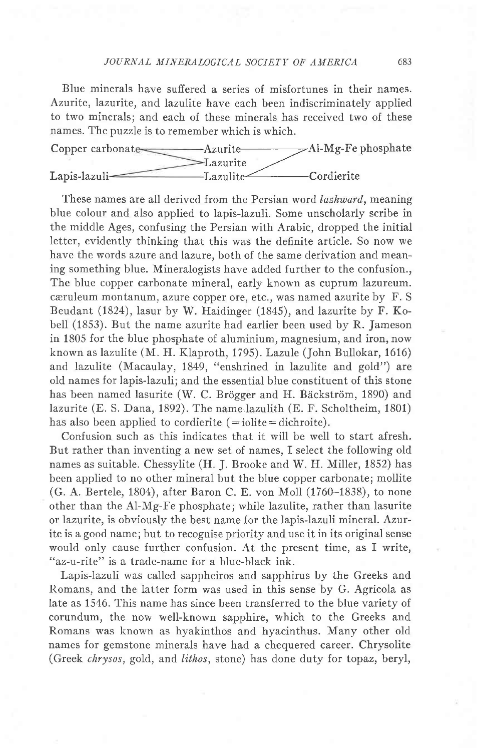Blue minerals have suffered a series of misfortunes in their names. Azurite, lazurite, and lazulite have each been indiscriminately applied to two minerals; and each of these minerals has received two of these names. The puzzle is to remember which is which.

```
Copper carbonate ——— Azurite ——————> Al-Mg-Fe phosphate
                     Lazurite
Lapis-lazuli ——————— Lazulite —————— Cordierite
```

These names are all derived from the Persian word *lazhward*, meaning blue colour and also applied to lapis-lazuli. Some unscholarly scribe in the middle Ages, confusing the Persian with Arabic, dropped the initial letter, evidently thinking that this was the definite article. So now we have the words azure and lazure, both of the same derivation and meaning something blue. Mineralogists have added further to the confusion., The blue copper carbonate mineral, early known as cuprum lazureum. cæruleum montanum, azure copper ore, etc., was named azurite by F. S Beudant (1824), lasur by W. Haidinger (1845), and lazurite by F. Kobell (1853). But the name azurite had earlier been used by R. Jameson in 1805 for the blue phosphate of aluminium, magnesium, and iron, now known as lazulite (M. H. Klaproth, 1795). Lazule (John Bullokar, 1616) and lazulite (Macaulay, 1849, "enshrined in lazulite and gold") are old names for lapis-lazuli; and the essential blue constituent of this stone has been named lasurite (W. C. Brögger and H. Bäckström, 1890) and lazurite (E. S. Dana, 1892). The name lazulith (E. F. Scholtheim, 1801) has also been applied to cordierite (=iolite=dichroite).

Confusion such as this indicates that it will be well to start afresh. But rather than inventing a new set of names, I select the following old names as suitable. Chessylite (H. J. Brooke and W. H. Miller, 1852) has been applied to no other mineral but the blue copper carbonate; mollite (G. A. Bertele, 1804), after Baron C. E. von Moll (1760–1838), to none other than the Al-Mg-Fe phosphate; while lazulite, rather than lasurite or lazurite, is obviously the best name for the lapis-lazuli mineral. Azurite is a good name; but to recognise priority and use it in its original sense would only cause further confusion. At the present time, as I write, "az-u-rite" is a trade-name for a blue-black ink.

Lapis-lazuli was called sappheiros and sapphirus by the Greeks and Romans, and the latter form was used in this sense by G. Agricola as late as 1546. This name has since been transferred to the blue variety of corundum, the now well-known sapphire, which to the Greeks and Romans was known as hyakinthos and hyacinthus. Many other old names for gemstone minerals have had a chequered career. Chrysolite (Greek *chrysos*, gold, and *lithos*, stone) has done duty for topaz, beryl,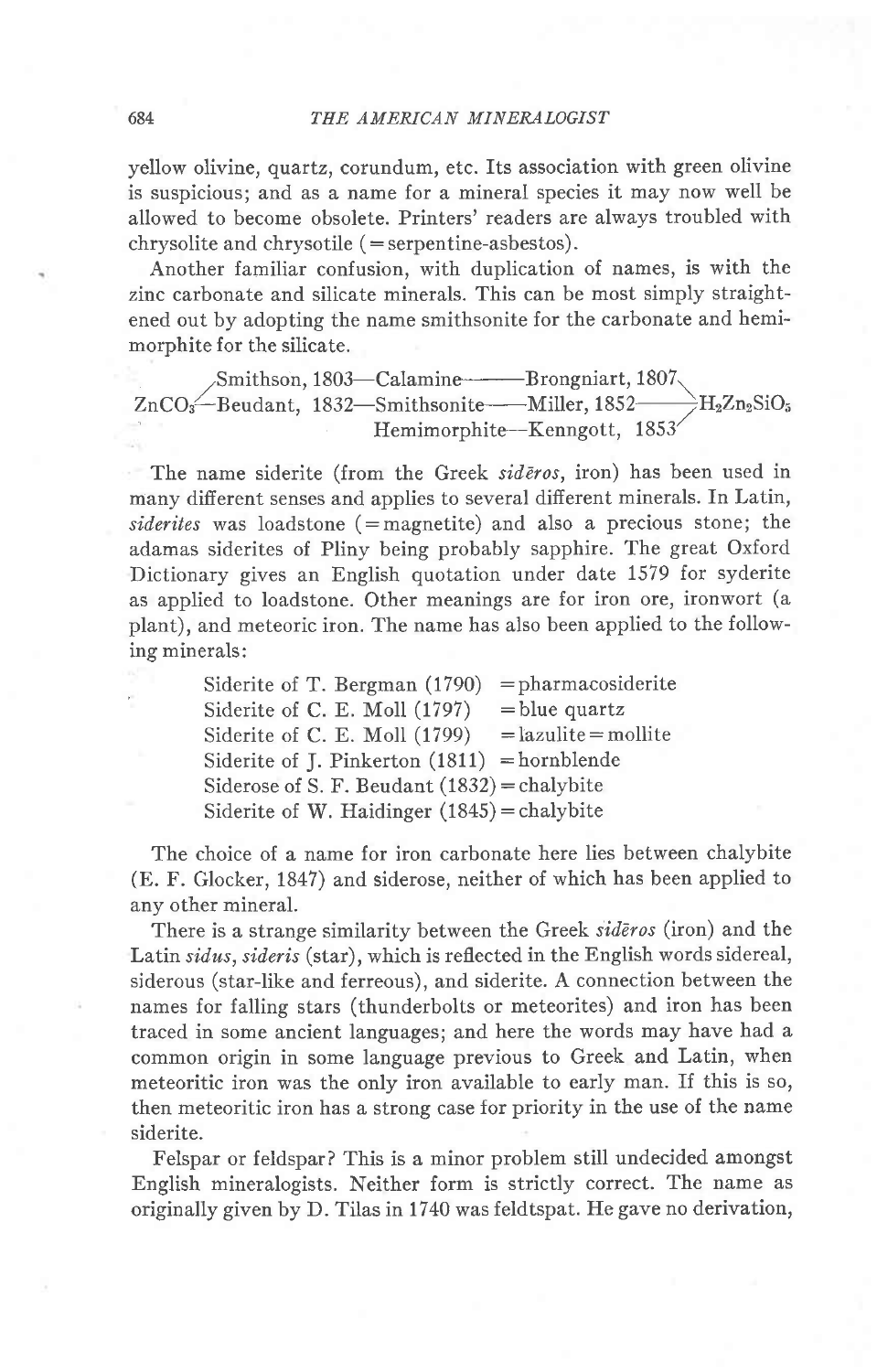yellow olivine, quartz, corundum, etc. Its association with green olivine is suspicious; and as a name for a mineral species it may now well be allowed to become obsolete. Printers' readers are always troubled with chrysolite and chrysotile (=serpentine-asbestos).

Another familiar confusion, with duplication of names, is with the zinc carbonate and silicate minerals. This can be most simply straightened out by adopting the name smithsonite for the carbonate and hemimorphite for the silicate.

| | | | |
|---|---|---|---|
| | Smithson, 1803—Calamine——Brongniart, 1807 | | |
| $ZnCO_3$ | Beudant, 1832—Smithsonite——Miller, 1852 | | $H_2Zn_2SiO_5$ |
| | Hemimorphite—Kenngott, 1853 | | |

The name siderite (from the Greek *sidēros*, iron) has been used in many different senses and applies to several different minerals. In Latin, *siderites* was loadstone (=magnetite) and also a precious stone; the adamas siderites of Pliny being probably sapphire. The great Oxford Dictionary gives an English quotation under date 1579 for syderite as applied to loadstone. Other meanings are for iron ore, ironwort (a plant), and meteoric iron. The name has also been applied to the following minerals:

Siderite of T. Bergman (1790) = pharmacosiderite
Siderite of C. E. Moll (1797) = blue quartz
Siderite of C. E. Moll (1799) = lazulite = mollite
Siderite of J. Pinkerton (1811) = hornblende
Siderose of S. F. Beudant (1832) = chalybite
Siderite of W. Haidinger (1845) = chalybite

The choice of a name for iron carbonate here lies between chalybite (E. F. Glocker, 1847) and siderose, neither of which has been applied to any other mineral.

There is a strange similarity between the Greek *sidēros* (iron) and the Latin *sidus*, *sideris* (star), which is reflected in the English words sidereal, siderous (star-like and ferreous), and siderite. A connection between the names for falling stars (thunderbolts or meteorites) and iron has been traced in some ancient languages; and here the words may have had a common origin in some language previous to Greek and Latin, when meteoritic iron was the only iron available to early man. If this is so, then meteoritic iron has a strong case for priority in the use of the name siderite.

Felspar or feldspar? This is a minor problem still undecided amongst English mineralogists. Neither form is strictly correct. The name as originally given by D. Tilas in 1740 was feldtspat. He gave no derivation,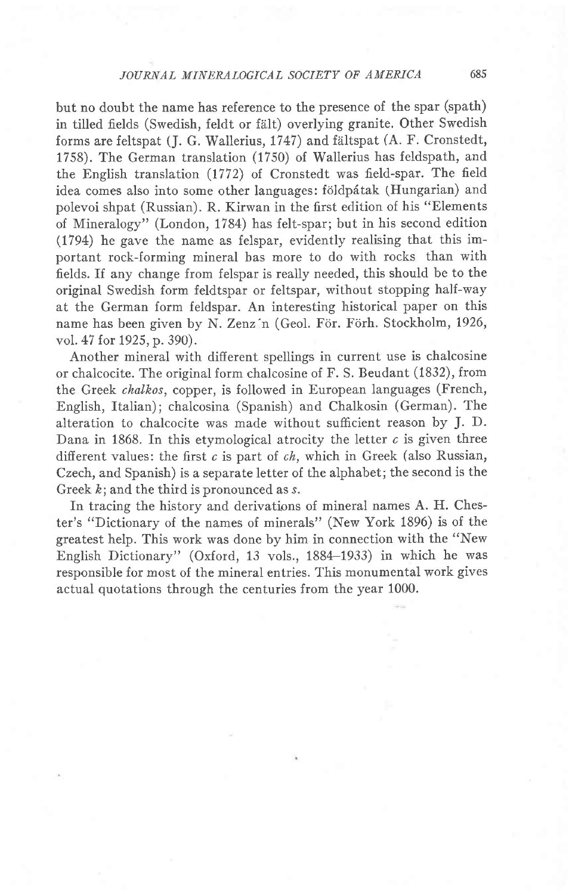but no doubt the name has reference to the presence of the spar (spath) in tilled fields (Swedish, feldt or fält) overlying granite. Other Swedish forms are feltspat (J. G. Wallerius, 1747) and fältspat (A. F. Cronstedt, 1758). The German translation (1750) of Wallerius has feldspath, and the English translation (1772) of Cronstedt was field-spar. The field idea comes also into some other languages: földpátak (Hungarian) and polevoi shpat (Russian). R. Kirwan in the first edition of his "Elements of Mineralogy" (London, 1784) has felt-spar; but in his second edition (1794) he gave the name as felspar, evidently realising that this important rock-forming mineral has more to do with rocks than with fields. If any change from felspar is really needed, this should be to the original Swedish form feldtspar or feltspar, without stopping half-way at the German form feldspar. An interesting historical paper on this name has been given by N. Zenz´n (Geol. För. Förh. Stockholm, 1926, vol. 47 for 1925, p. 390).

Another mineral with different spellings in current use is chalcosine or chalcocite. The original form chalcosine of F. S. Beudant (1832), from the Greek *chalkos*, copper, is followed in European languages (French, English, Italian); chalcosina (Spanish) and Chalkosin (German). The alteration to chalcocite was made without sufficient reason by J. D. Dana in 1868. In this etymological atrocity the letter *c* is given three different values: the first *c* is part of *ch*, which in Greek (also Russian, Czech, and Spanish) is a separate letter of the alphabet; the second is the Greek *k*; and the third is pronounced as *s*.

In tracing the history and derivations of mineral names A. H. Chester's "Dictionary of the names of minerals" (New York 1896) is of the greatest help. This work was done by him in connection with the "New English Dictionary" (Oxford, 13 vols., 1884–1933) in which he was responsible for most of the mineral entries. This monumental work gives actual quotations through the centuries from the year 1000.